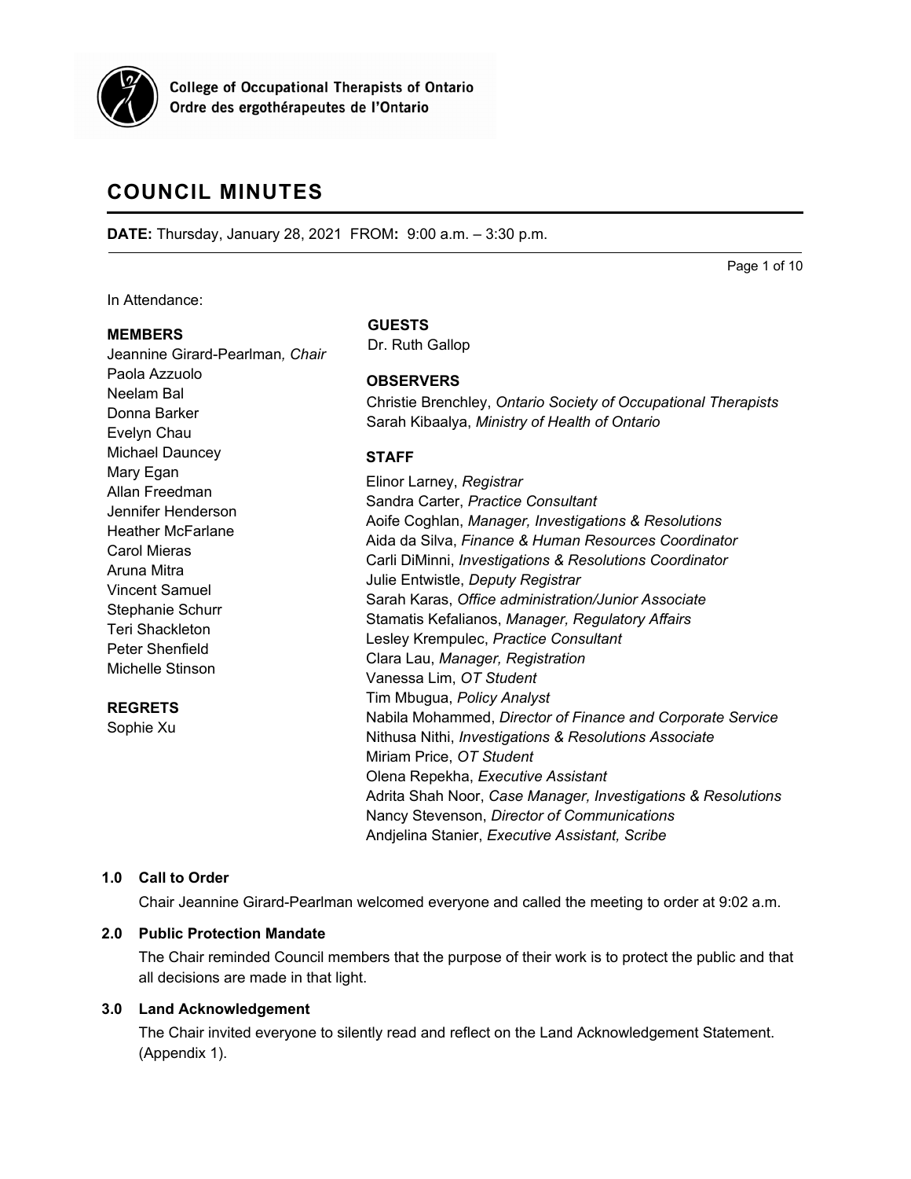College of Occupational Therapists of Ontario
Ordre des ergothérapeutes de l'Ontario

# COUNCIL MINUTES

**DATE:** Thursday, January 28, 2021 FROM**:** 9:00 a.m. – 3:30 p.m.

In Attendance:

**MEMBERS**
Jeannine Girard-Pearlman*, Chair*
Paola Azzuolo
Neelam Bal
Donna Barker
Evelyn Chau
Michael Dauncey
Mary Egan
Allan Freedman
Jennifer Henderson
Heather McFarlane
Carol Mieras
Aruna Mitra
Vincent Samuel
Stephanie Schurr
Teri Shackleton
Peter Shenfield
Michelle Stinson

**REGRETS**
Sophie Xu

**GUESTS**
Dr. Ruth Gallop

**OBSERVERS**
Christie Brenchley, *Ontario Society of Occupational Therapists*
Sarah Kibaalya, *Ministry of Health of Ontario*

**STAFF**
Elinor Larney, *Registrar*
Sandra Carter, *Practice Consultant*
Aoife Coghlan, *Manager, Investigations & Resolutions*
Aida da Silva, *Finance & Human Resources Coordinator*
Carli DiMinni, *Investigations & Resolutions Coordinator*
Julie Entwistle, *Deputy Registrar*
Sarah Karas, *Office administration/Junior Associate*
Stamatis Kefalianos, *Manager, Regulatory Affairs*
Lesley Krempulec, *Practice Consultant*
Clara Lau, *Manager, Registration*
Vanessa Lim, *OT Student*
Tim Mbugua, *Policy Analyst*
Nabila Mohammed, *Director of Finance and Corporate Service*
Nithusa Nithi, *Investigations & Resolutions Associate*
Miriam Price, *OT Student*
Olena Repekha, *Executive Assistant*
Adrita Shah Noor, *Case Manager, Investigations & Resolutions*
Nancy Stevenson, *Director of Communications*
Andjelina Stanier, *Executive Assistant, Scribe*

### 1.0 Call to Order

Chair Jeannine Girard-Pearlman welcomed everyone and called the meeting to order at 9:02 a.m.

### 2.0 Public Protection Mandate

The Chair reminded Council members that the purpose of their work is to protect the public and that all decisions are made in that light.

### 3.0 Land Acknowledgement

The Chair invited everyone to silently read and reflect on the Land Acknowledgement Statement. (Appendix 1).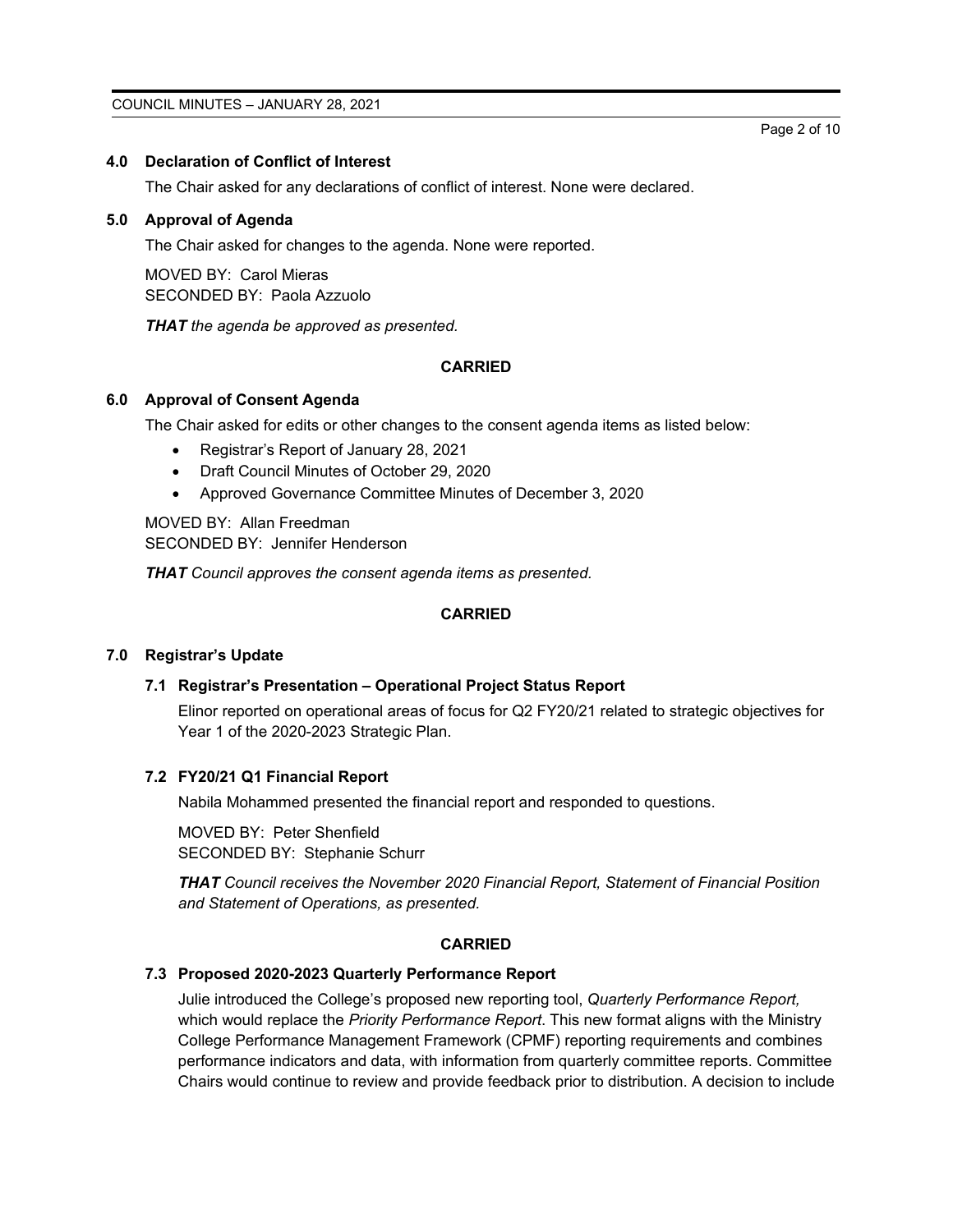## 4.0 Declaration of Conflict of Interest

The Chair asked for any declarations of conflict of interest. None were declared.

## 5.0 Approval of Agenda

The Chair asked for changes to the agenda. None were reported.

MOVED BY: Carol Mieras
SECONDED BY: Paola Azzuolo

***THAT** the agenda be approved as presented.*

**CARRIED**

## 6.0 Approval of Consent Agenda

The Chair asked for edits or other changes to the consent agenda items as listed below:

- Registrar's Report of January 28, 2021
- Draft Council Minutes of October 29, 2020
- Approved Governance Committee Minutes of December 3, 2020

MOVED BY: Allan Freedman
SECONDED BY: Jennifer Henderson

***THAT** Council approves the consent agenda items as presented.*

**CARRIED**

## 7.0 Registrar's Update

### 7.1 Registrar's Presentation – Operational Project Status Report

Elinor reported on operational areas of focus for Q2 FY20/21 related to strategic objectives for Year 1 of the 2020-2023 Strategic Plan.

### 7.2 FY20/21 Q1 Financial Report

Nabila Mohammed presented the financial report and responded to questions.

MOVED BY: Peter Shenfield
SECONDED BY: Stephanie Schurr

***THAT** Council receives the November 2020 Financial Report, Statement of Financial Position and Statement of Operations, as presented.*

**CARRIED**

### 7.3 Proposed 2020-2023 Quarterly Performance Report

Julie introduced the College's proposed new reporting tool, *Quarterly Performance Report,* which would replace the *Priority Performance Report*. This new format aligns with the Ministry College Performance Management Framework (CPMF) reporting requirements and combines performance indicators and data, with information from quarterly committee reports. Committee Chairs would continue to review and provide feedback prior to distribution. A decision to include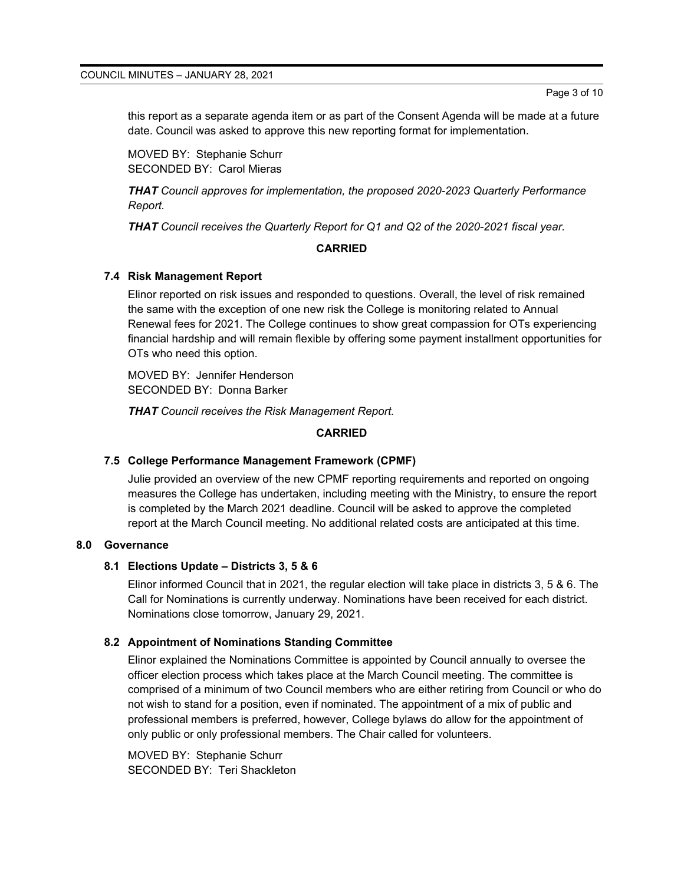this report as a separate agenda item or as part of the Consent Agenda will be made at a future date. Council was asked to approve this new reporting format for implementation.

MOVED BY: Stephanie Schurr
SECONDED BY: Carol Mieras

***THAT** Council approves for implementation, the proposed 2020-2023 Quarterly Performance Report.*

***THAT** Council receives the Quarterly Report for Q1 and Q2 of the 2020-2021 fiscal year.*

**CARRIED**

### 7.4 Risk Management Report

Elinor reported on risk issues and responded to questions. Overall, the level of risk remained the same with the exception of one new risk the College is monitoring related to Annual Renewal fees for 2021. The College continues to show great compassion for OTs experiencing financial hardship and will remain flexible by offering some payment installment opportunities for OTs who need this option.

MOVED BY: Jennifer Henderson
SECONDED BY: Donna Barker

***THAT** Council receives the Risk Management Report.*

**CARRIED**

### 7.5 College Performance Management Framework (CPMF)

Julie provided an overview of the new CPMF reporting requirements and reported on ongoing measures the College has undertaken, including meeting with the Ministry, to ensure the report is completed by the March 2021 deadline. Council will be asked to approve the completed report at the March Council meeting. No additional related costs are anticipated at this time.

## 8.0 Governance

### 8.1 Elections Update – Districts 3, 5 & 6

Elinor informed Council that in 2021, the regular election will take place in districts 3, 5 & 6. The Call for Nominations is currently underway. Nominations have been received for each district. Nominations close tomorrow, January 29, 2021.

### 8.2 Appointment of Nominations Standing Committee

Elinor explained the Nominations Committee is appointed by Council annually to oversee the officer election process which takes place at the March Council meeting. The committee is comprised of a minimum of two Council members who are either retiring from Council or who do not wish to stand for a position, even if nominated. The appointment of a mix of public and professional members is preferred, however, College bylaws do allow for the appointment of only public or only professional members. The Chair called for volunteers.

MOVED BY: Stephanie Schurr
SECONDED BY: Teri Shackleton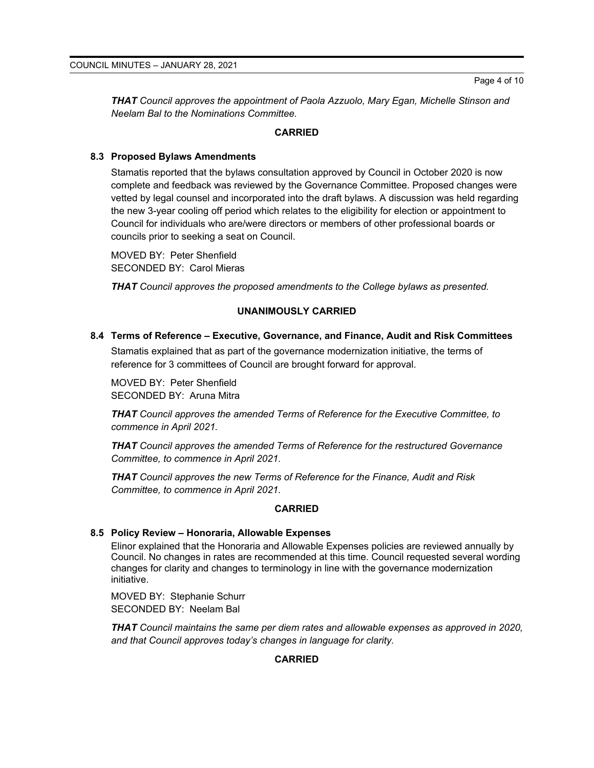***THAT*** *Council approves the appointment of Paola Azzuolo, Mary Egan, Michelle Stinson and Neelam Bal to the Nominations Committee.*

**CARRIED**

### 8.3 Proposed Bylaws Amendments

Stamatis reported that the bylaws consultation approved by Council in October 2020 is now complete and feedback was reviewed by the Governance Committee. Proposed changes were vetted by legal counsel and incorporated into the draft bylaws. A discussion was held regarding the new 3-year cooling off period which relates to the eligibility for election or appointment to Council for individuals who are/were directors or members of other professional boards or councils prior to seeking a seat on Council.

MOVED BY: Peter Shenfield
SECONDED BY: Carol Mieras

***THAT*** *Council approves the proposed amendments to the College bylaws as presented.*

**UNANIMOUSLY CARRIED**

### 8.4 Terms of Reference – Executive, Governance, and Finance, Audit and Risk Committees

Stamatis explained that as part of the governance modernization initiative, the terms of reference for 3 committees of Council are brought forward for approval.

MOVED BY: Peter Shenfield
SECONDED BY: Aruna Mitra

***THAT*** *Council approves the amended Terms of Reference for the Executive Committee, to commence in April 2021.*

***THAT*** *Council approves the amended Terms of Reference for the restructured Governance Committee, to commence in April 2021.*

***THAT*** *Council approves the new Terms of Reference for the Finance, Audit and Risk Committee, to commence in April 2021.*

**CARRIED**

### 8.5 Policy Review – Honoraria, Allowable Expenses

Elinor explained that the Honoraria and Allowable Expenses policies are reviewed annually by Council. No changes in rates are recommended at this time. Council requested several wording changes for clarity and changes to terminology in line with the governance modernization initiative.

MOVED BY: Stephanie Schurr
SECONDED BY: Neelam Bal

***THAT*** *Council maintains the same per diem rates and allowable expenses as approved in 2020, and that Council approves today's changes in language for clarity.*

**CARRIED**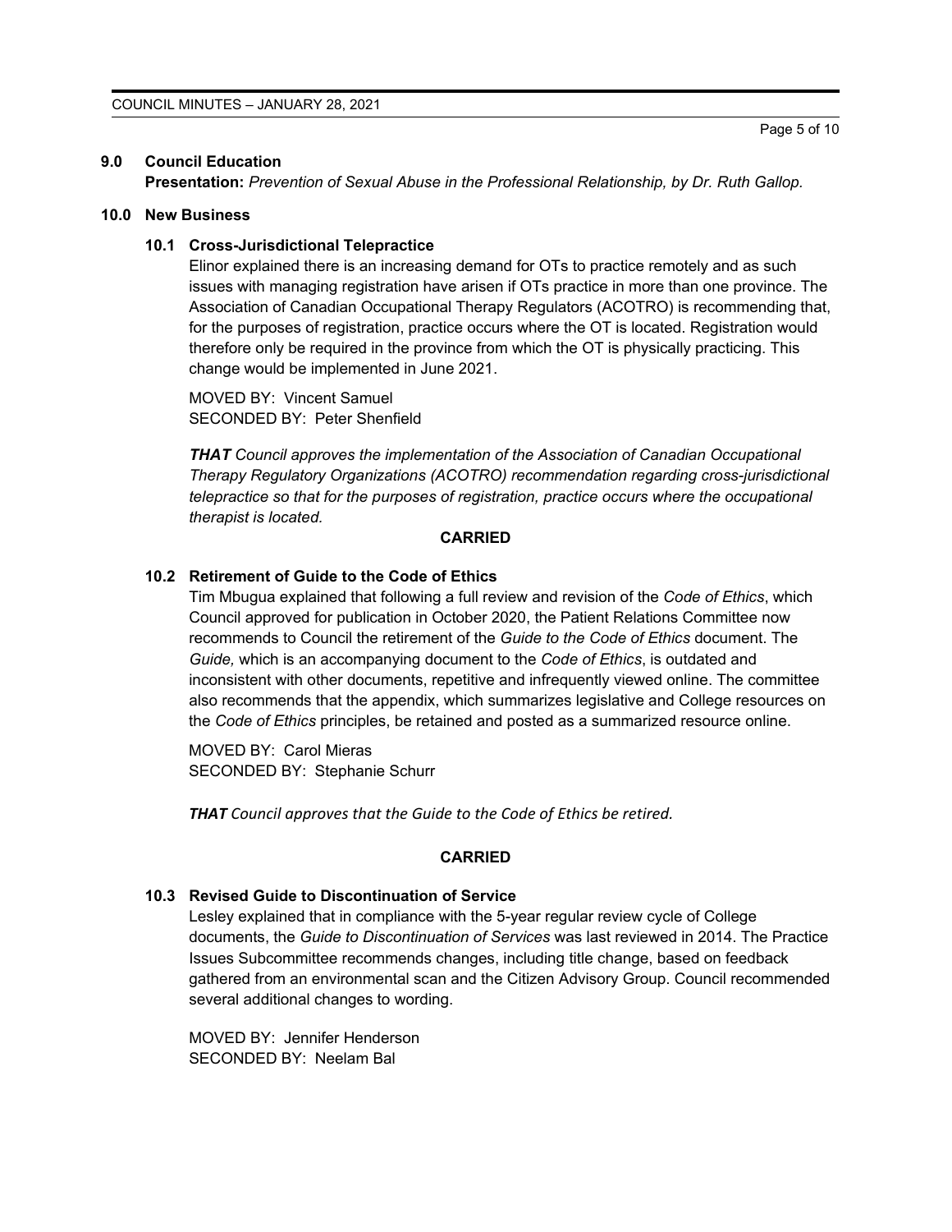## 9.0 Council Education

**Presentation:** *Prevention of Sexual Abuse in the Professional Relationship, by Dr. Ruth Gallop.*

## 10.0 New Business

### 10.1 Cross-Jurisdictional Telepractice

Elinor explained there is an increasing demand for OTs to practice remotely and as such issues with managing registration have arisen if OTs practice in more than one province. The Association of Canadian Occupational Therapy Regulators (ACOTRO) is recommending that, for the purposes of registration, practice occurs where the OT is located. Registration would therefore only be required in the province from which the OT is physically practicing. This change would be implemented in June 2021.

MOVED BY: Vincent Samuel
SECONDED BY: Peter Shenfield

***THAT*** *Council approves the implementation of the Association of Canadian Occupational Therapy Regulatory Organizations (ACOTRO) recommendation regarding cross-jurisdictional telepractice so that for the purposes of registration, practice occurs where the occupational therapist is located.*

**CARRIED**

### 10.2 Retirement of Guide to the Code of Ethics

Tim Mbugua explained that following a full review and revision of the *Code of Ethics*, which Council approved for publication in October 2020, the Patient Relations Committee now recommends to Council the retirement of the *Guide to the Code of Ethics* document. The *Guide,* which is an accompanying document to the *Code of Ethics*, is outdated and inconsistent with other documents, repetitive and infrequently viewed online. The committee also recommends that the appendix, which summarizes legislative and College resources on the *Code of Ethics* principles, be retained and posted as a summarized resource online.

MOVED BY: Carol Mieras
SECONDED BY: Stephanie Schurr

***THAT*** *Council approves that the Guide to the Code of Ethics be retired.*

**CARRIED**

### 10.3 Revised Guide to Discontinuation of Service

Lesley explained that in compliance with the 5-year regular review cycle of College documents, the *Guide to Discontinuation of Services* was last reviewed in 2014. The Practice Issues Subcommittee recommends changes, including title change, based on feedback gathered from an environmental scan and the Citizen Advisory Group. Council recommended several additional changes to wording.

MOVED BY: Jennifer Henderson
SECONDED BY: Neelam Bal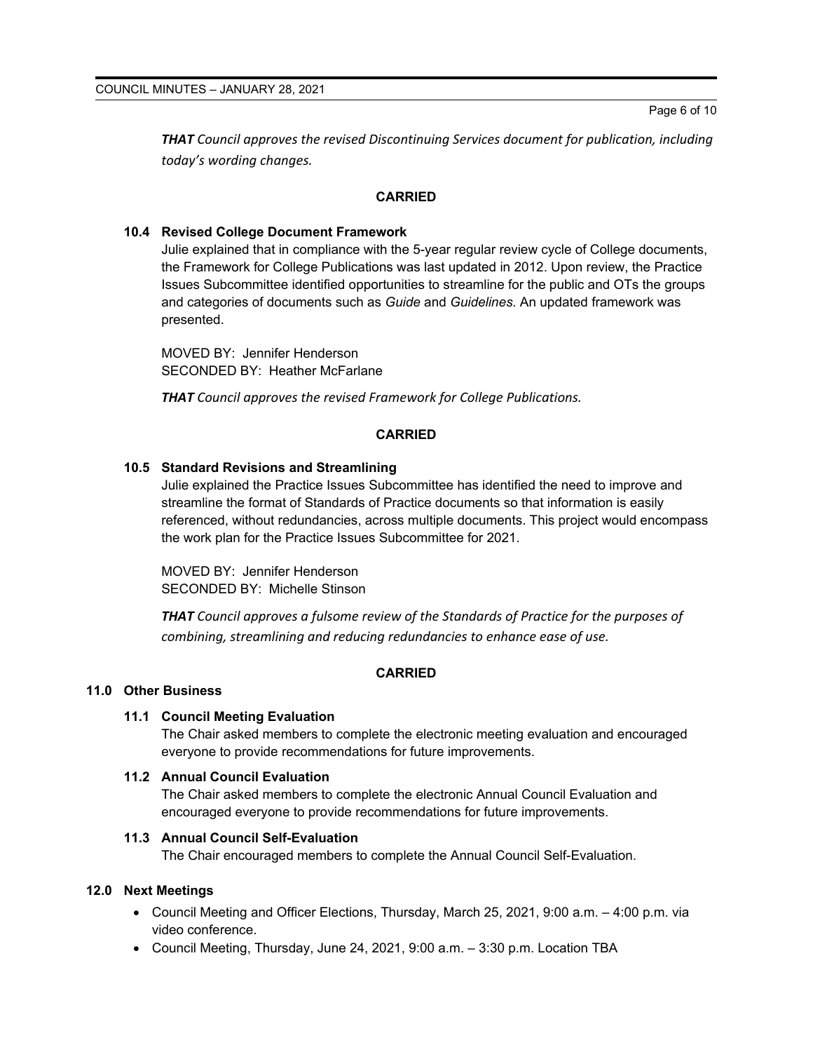***THAT*** *Council approves the revised Discontinuing Services document for publication, including today's wording changes.*

**CARRIED**

### 10.4 Revised College Document Framework

Julie explained that in compliance with the 5-year regular review cycle of College documents, the Framework for College Publications was last updated in 2012. Upon review, the Practice Issues Subcommittee identified opportunities to streamline for the public and OTs the groups and categories of documents such as *Guide* and *Guidelines.* An updated framework was presented.

MOVED BY: Jennifer Henderson
SECONDED BY: Heather McFarlane

***THAT*** *Council approves the revised Framework for College Publications.*

**CARRIED**

### 10.5 Standard Revisions and Streamlining

Julie explained the Practice Issues Subcommittee has identified the need to improve and streamline the format of Standards of Practice documents so that information is easily referenced, without redundancies, across multiple documents. This project would encompass the work plan for the Practice Issues Subcommittee for 2021.

MOVED BY: Jennifer Henderson
SECONDED BY: Michelle Stinson

***THAT*** *Council approves a fulsome review of the Standards of Practice for the purposes of combining, streamlining and reducing redundancies to enhance ease of use.*

**CARRIED**

## 11.0 Other Business

### 11.1 Council Meeting Evaluation

The Chair asked members to complete the electronic meeting evaluation and encouraged everyone to provide recommendations for future improvements.

### 11.2 Annual Council Evaluation

The Chair asked members to complete the electronic Annual Council Evaluation and encouraged everyone to provide recommendations for future improvements.

### 11.3 Annual Council Self-Evaluation

The Chair encouraged members to complete the Annual Council Self-Evaluation.

## 12.0 Next Meetings

- Council Meeting and Officer Elections, Thursday, March 25, 2021, 9:00 a.m. – 4:00 p.m. via video conference.
- Council Meeting, Thursday, June 24, 2021, 9:00 a.m. – 3:30 p.m. Location TBA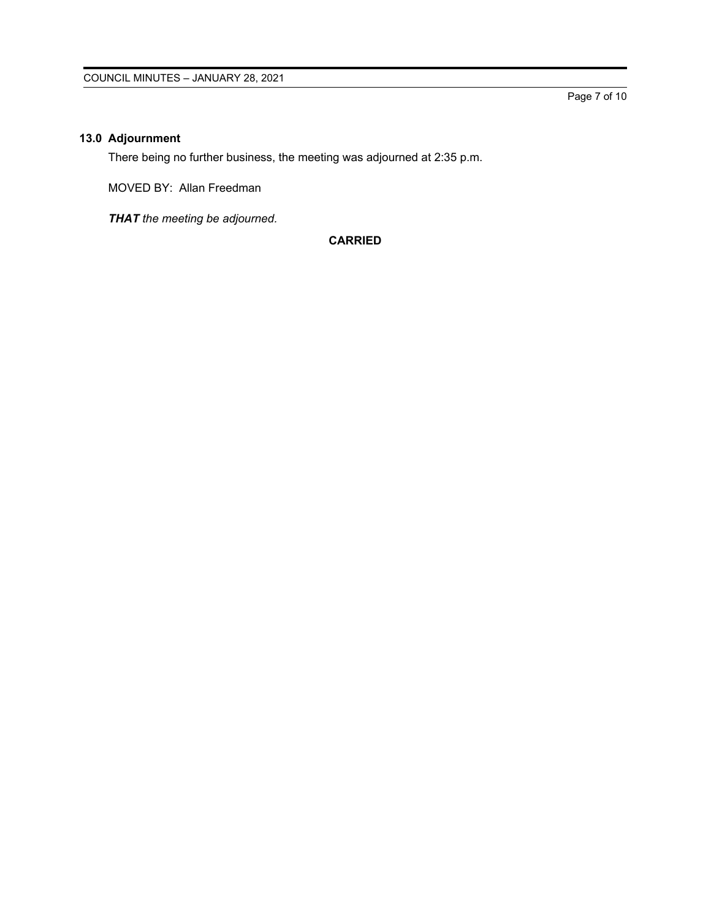## 13.0 Adjournment

There being no further business, the meeting was adjourned at 2:35 p.m.

MOVED BY: Allan Freedman

***THAT*** *the meeting be adjourned.*

**CARRIED**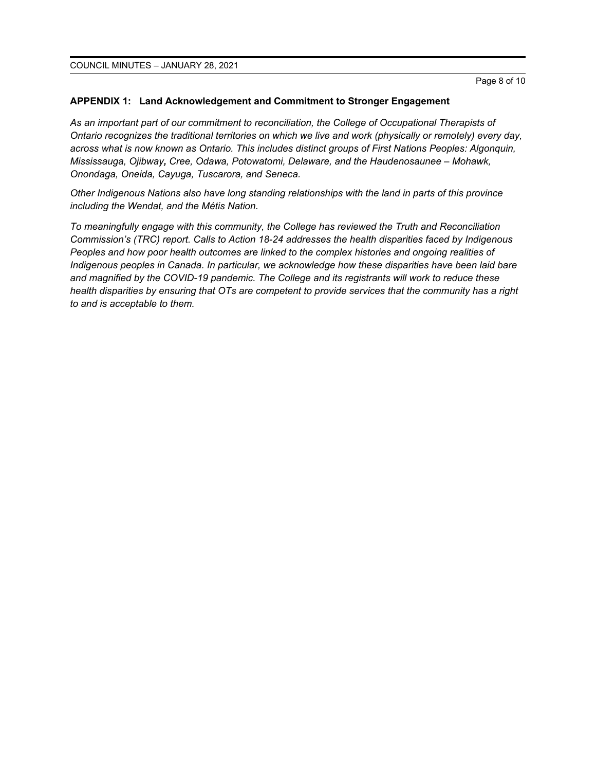**APPENDIX 1: Land Acknowledgement and Commitment to Stronger Engagement**

*As an important part of our commitment to reconciliation, the College of Occupational Therapists of Ontario recognizes the traditional territories on which we live and work (physically or remotely) every day, across what is now known as Ontario. This includes distinct groups of First Nations Peoples: Algonquin, Mississauga, Ojibway, Cree, Odawa, Potowatomi, Delaware, and the Haudenosaunee – Mohawk, Onondaga, Oneida, Cayuga, Tuscarora, and Seneca.*

*Other Indigenous Nations also have long standing relationships with the land in parts of this province including the Wendat, and the Métis Nation.*

*To meaningfully engage with this community, the College has reviewed the Truth and Reconciliation Commission's (TRC) report. Calls to Action 18-24 addresses the health disparities faced by Indigenous Peoples and how poor health outcomes are linked to the complex histories and ongoing realities of Indigenous peoples in Canada. In particular, we acknowledge how these disparities have been laid bare and magnified by the COVID-19 pandemic. The College and its registrants will work to reduce these health disparities by ensuring that OTs are competent to provide services that the community has a right to and is acceptable to them.*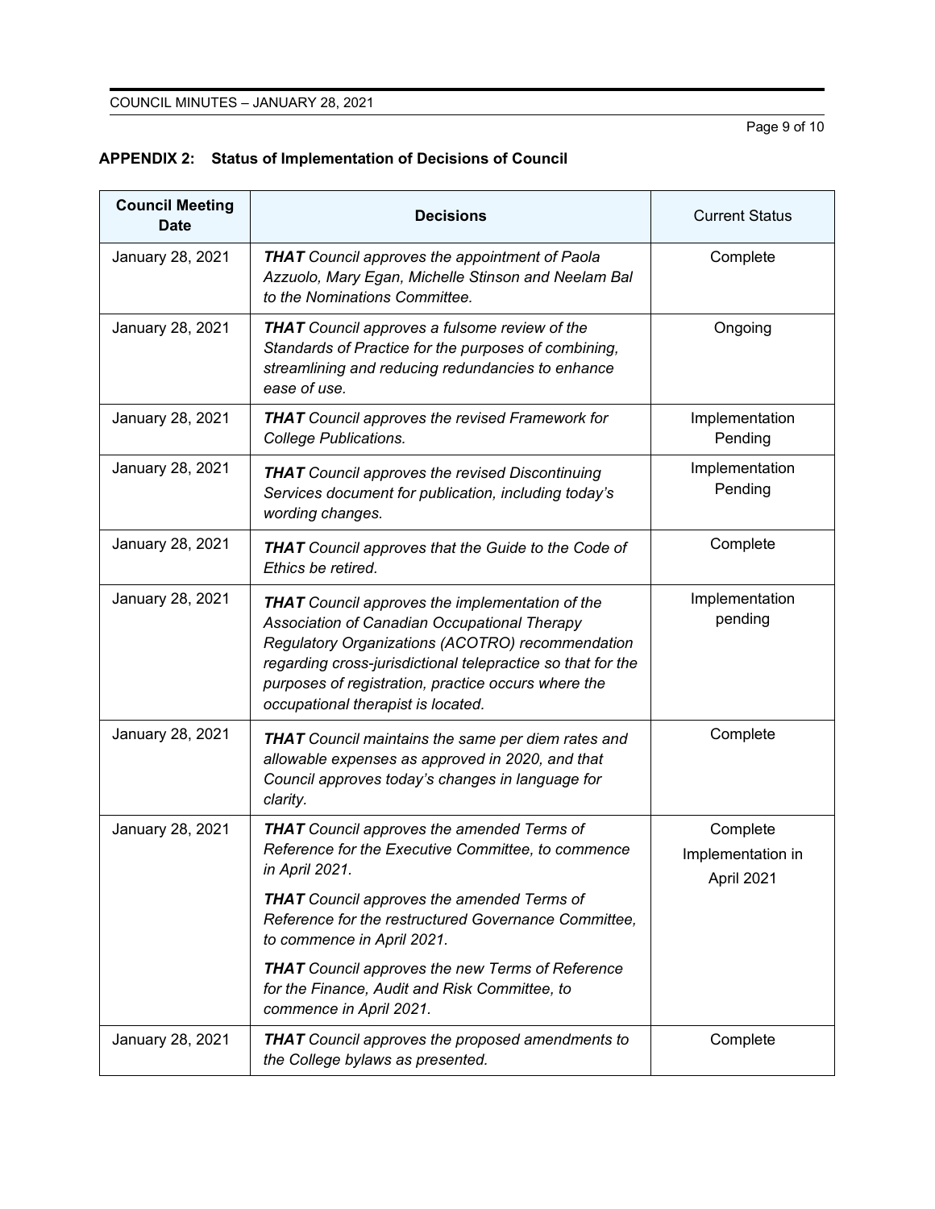**APPENDIX 2: Status of Implementation of Decisions of Council**

| Council Meeting Date | Decisions | Current Status |
|---|---|---|
| January 28, 2021 | ***THAT*** *Council approves the appointment of Paola Azzuolo, Mary Egan, Michelle Stinson and Neelam Bal to the Nominations Committee.* | Complete |
| January 28, 2021 | ***THAT*** *Council approves a fulsome review of the Standards of Practice for the purposes of combining, streamlining and reducing redundancies to enhance ease of use.* | Ongoing |
| January 28, 2021 | ***THAT*** *Council approves the revised Framework for College Publications.* | Implementation Pending |
| January 28, 2021 | ***THAT*** *Council approves the revised Discontinuing Services document for publication, including today's wording changes.* | Implementation Pending |
| January 28, 2021 | ***THAT*** *Council approves that the Guide to the Code of Ethics be retired.* | Complete |
| January 28, 2021 | ***THAT*** *Council approves the implementation of the Association of Canadian Occupational Therapy Regulatory Organizations (ACOTRO) recommendation regarding cross-jurisdictional telepractice so that for the purposes of registration, practice occurs where the occupational therapist is located.* | Implementation pending |
| January 28, 2021 | ***THAT*** *Council maintains the same per diem rates and allowable expenses as approved in 2020, and that Council approves today's changes in language for clarity.* | Complete |
| January 28, 2021 | ***THAT*** *Council approves the amended Terms of Reference for the Executive Committee, to commence in April 2021.*<br><br>***THAT*** *Council approves the amended Terms of Reference for the restructured Governance Committee, to commence in April 2021.*<br><br>***THAT*** *Council approves the new Terms of Reference for the Finance, Audit and Risk Committee, to commence in April 2021.* | Complete<br>Implementation in April 2021 |
| January 28, 2021 | ***THAT*** *Council approves the proposed amendments to the College bylaws as presented.* | Complete |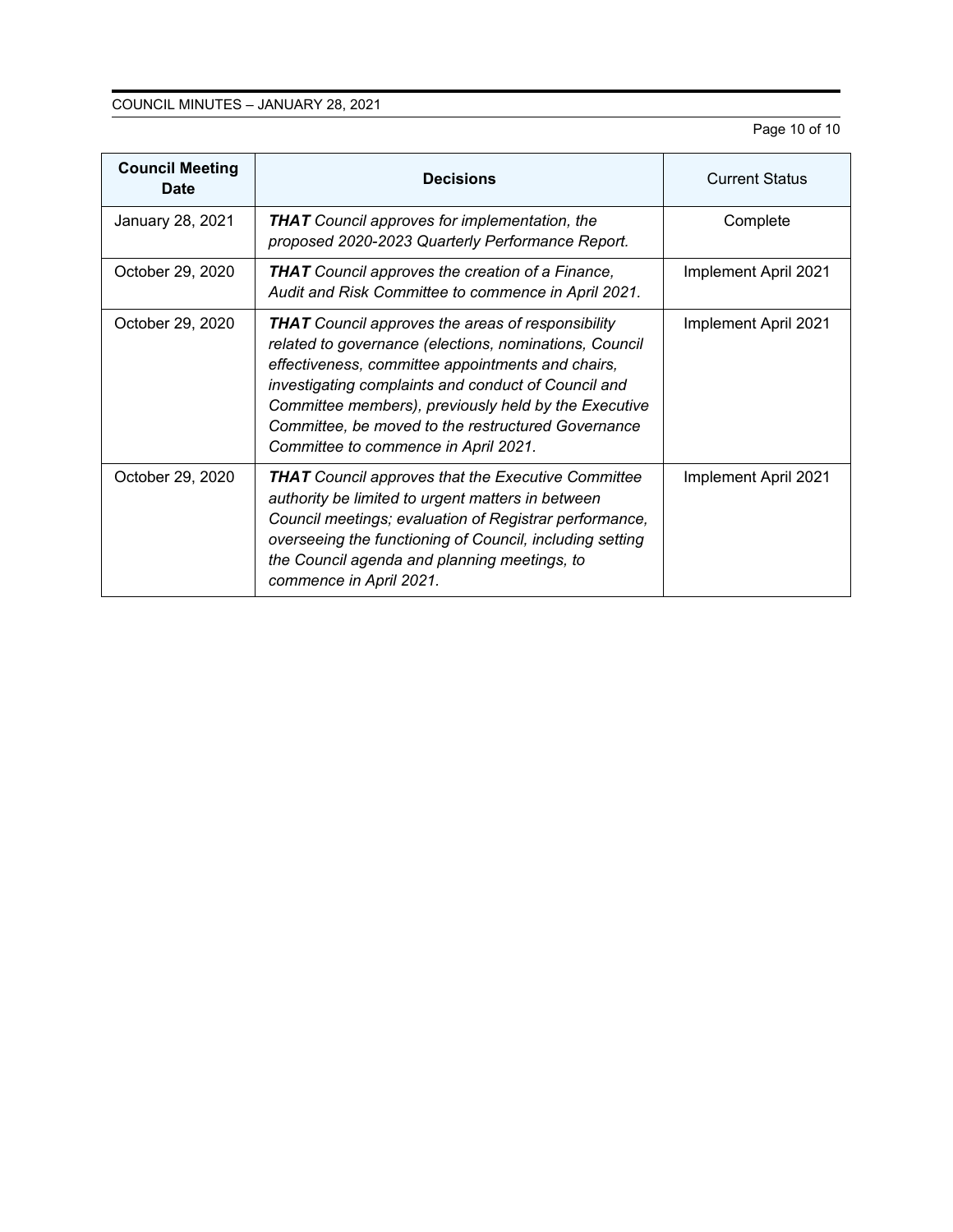| **Council Meeting Date** | **Decisions** | Current Status |
|---|---|---|
| January 28, 2021 | ***THAT*** *Council approves for implementation, the proposed 2020-2023 Quarterly Performance Report.* | Complete |
| October 29, 2020 | ***THAT*** *Council approves the creation of a Finance, Audit and Risk Committee to commence in April 2021.* | Implement April 2021 |
| October 29, 2020 | ***THAT*** *Council approves the areas of responsibility related to governance (elections, nominations, Council effectiveness, committee appointments and chairs, investigating complaints and conduct of Council and Committee members), previously held by the Executive Committee, be moved to the restructured Governance Committee to commence in April 2021.* | Implement April 2021 |
| October 29, 2020 | ***THAT*** *Council approves that the Executive Committee authority be limited to urgent matters in between Council meetings; evaluation of Registrar performance, overseeing the functioning of Council, including setting the Council agenda and planning meetings, to commence in April 2021.* | Implement April 2021 |